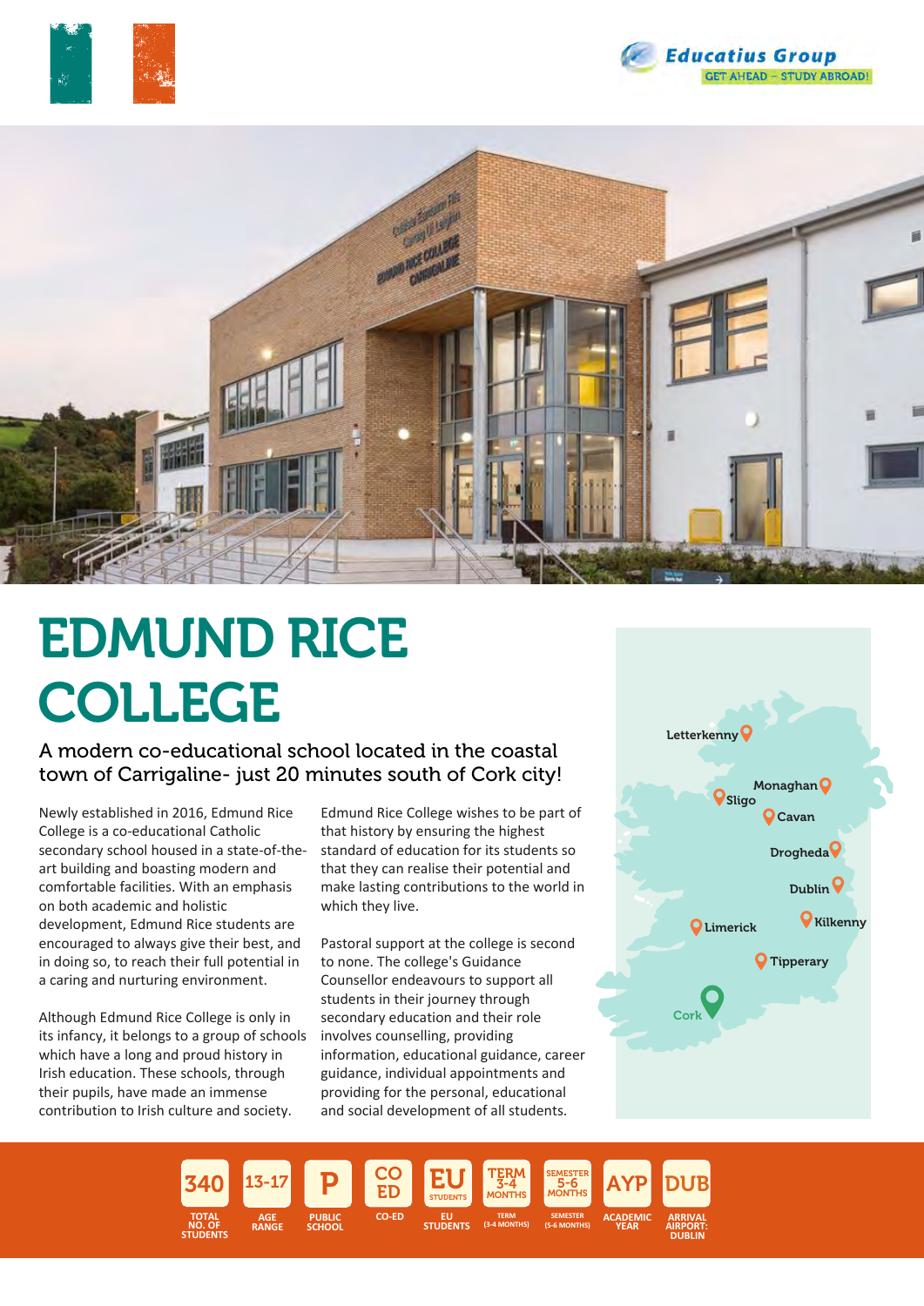Educatius Group
GET AHEAD – STUDY ABROAD!

# EDMUND RICE COLLEGE

## A modern co-educational school located in the coastal town of Carrigaline- just 20 minutes south of Cork city!

Newly established in 2016, Edmund Rice College is a co-educational Catholic secondary school housed in a state-of-the-art building and boasting modern and comfortable facilities. With an emphasis on both academic and holistic development, Edmund Rice students are encouraged to always give their best, and in doing so, to reach their full potential in a caring and nurturing environment.

Although Edmund Rice College is only in its infancy, it belongs to a group of schools which have a long and proud history in Irish education. These schools, through their pupils, have made an immense contribution to Irish culture and society.

Edmund Rice College wishes to be part of that history by ensuring the highest standard of education for its students so that they can realise their potential and make lasting contributions to the world in which they live.

Pastoral support at the college is second to none. The college's Guidance Counsellor endeavours to support all students in their journey through secondary education and their role involves counselling, providing information, educational guidance, career guidance, individual appointments and providing for the personal, educational and social development of all students.

Letterkenny
Monaghan
Sligo
Cavan
Drogheda
Dublin
Limerick
Kilkenny
Tipperary
Cork

| 340 | 13-17 | P | CO ED | EU STUDENTS | TERM 3-4 MONTHS | SEMESTER 5-6 MONTHS | AYP | DUB |
|---|---|---|---|---|---|---|---|---|
| TOTAL NO. OF STUDENTS | AGE RANGE | PUBLIC SCHOOL | CO-ED | EU STUDENTS | TERM (3-4 MONTHS) | SEMESTER (5-6 MONTHS) | ACADEMIC YEAR | ARRIVAL AIRPORT: DUBLIN |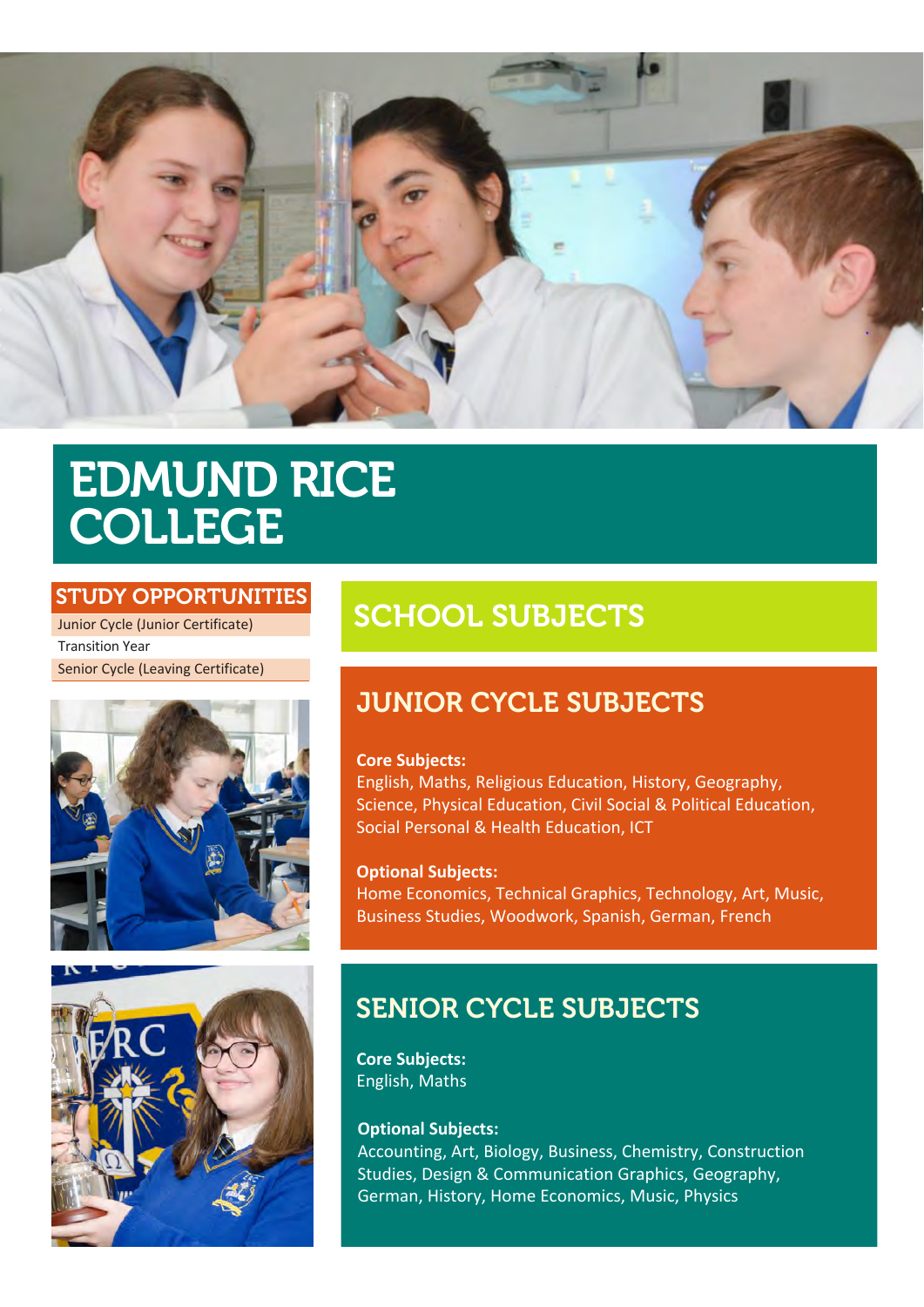# EDMUND RICE COLLEGE

## STUDY OPPORTUNITIES

- Junior Cycle (Junior Certificate)
- Transition Year
- Senior Cycle (Leaving Certificate)

## SCHOOL SUBJECTS

### JUNIOR CYCLE SUBJECTS

**Core Subjects:**
English, Maths, Religious Education, History, Geography, Science, Physical Education, Civil Social & Political Education, Social Personal & Health Education, ICT

**Optional Subjects:**
Home Economics, Technical Graphics, Technology, Art, Music, Business Studies, Woodwork, Spanish, German, French

### SENIOR CYCLE SUBJECTS

**Core Subjects:**
English, Maths

**Optional Subjects:**
Accounting, Art, Biology, Business, Chemistry, Construction Studies, Design & Communication Graphics, Geography, German, History, Home Economics, Music, Physics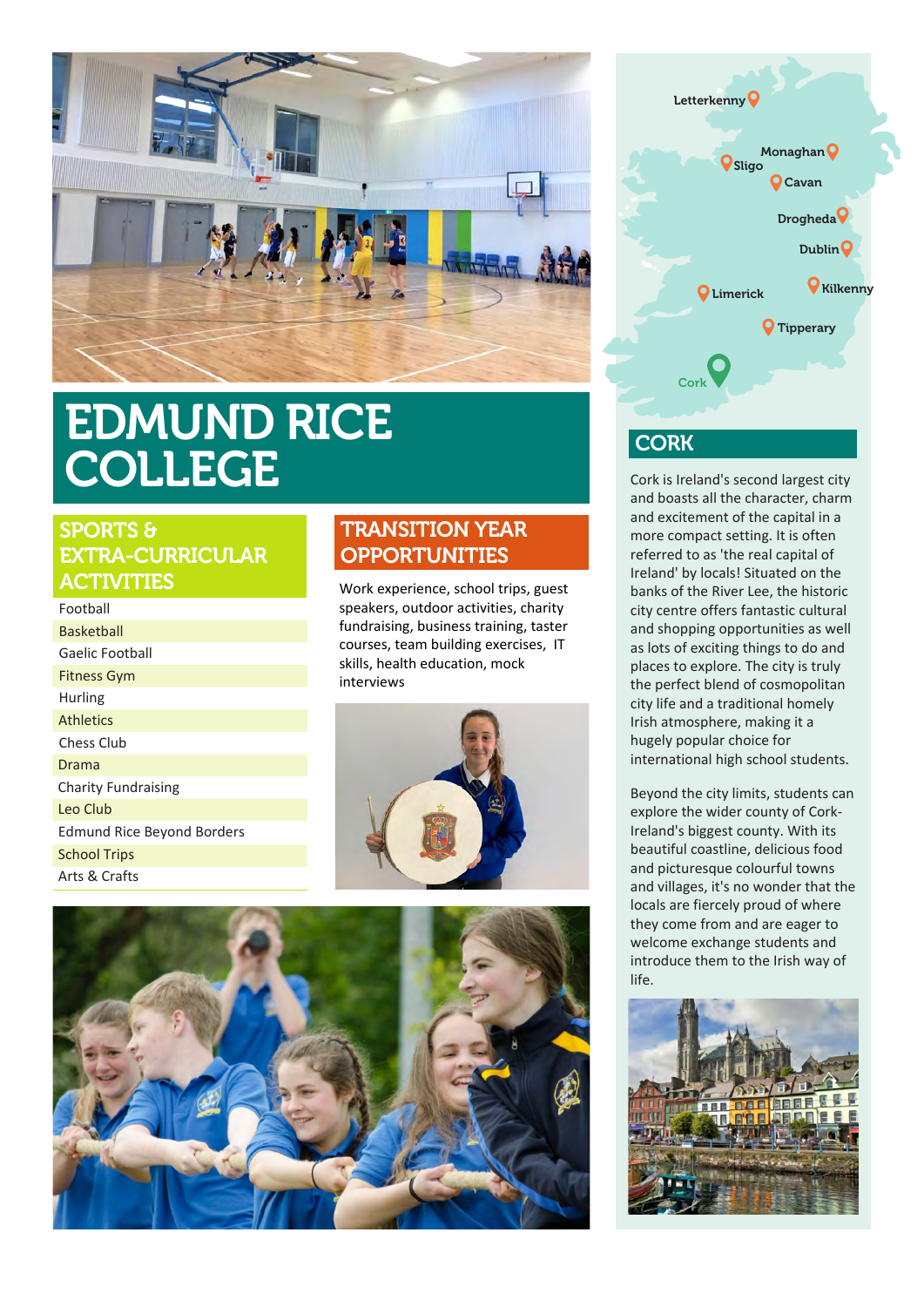# EDMUND RICE COLLEGE

## SPORTS & EXTRA-CURRICULAR ACTIVITIES

- Football
- Basketball
- Gaelic Football
- Fitness Gym
- Hurling
- Athletics
- Chess Club
- Drama
- Charity Fundraising
- Leo Club
- Edmund Rice Beyond Borders
- School Trips
- Arts & Crafts

## TRANSITION YEAR OPPORTUNITIES

Work experience, school trips, guest speakers, outdoor activities, charity fundraising, business training, taster courses, team building exercises, IT skills, health education, mock interviews

Letterkenny
Monaghan
Sligo
Cavan
Drogheda
Dublin
Limerick
Kilkenny
Tipperary
Cork

## CORK

Cork is Ireland's second largest city and boasts all the character, charm and excitement of the capital in a more compact setting. It is often referred to as 'the real capital of Ireland' by locals! Situated on the banks of the River Lee, the historic city centre offers fantastic cultural and shopping opportunities as well as lots of exciting things to do and places to explore. The city is truly the perfect blend of cosmopolitan city life and a traditional homely Irish atmosphere, making it a hugely popular choice for international high school students.

Beyond the city limits, students can explore the wider county of Cork- Ireland's biggest county. With its beautiful coastline, delicious food and picturesque colourful towns and villages, it's no wonder that the locals are fiercely proud of where they come from and are eager to welcome exchange students and introduce them to the Irish way of life.